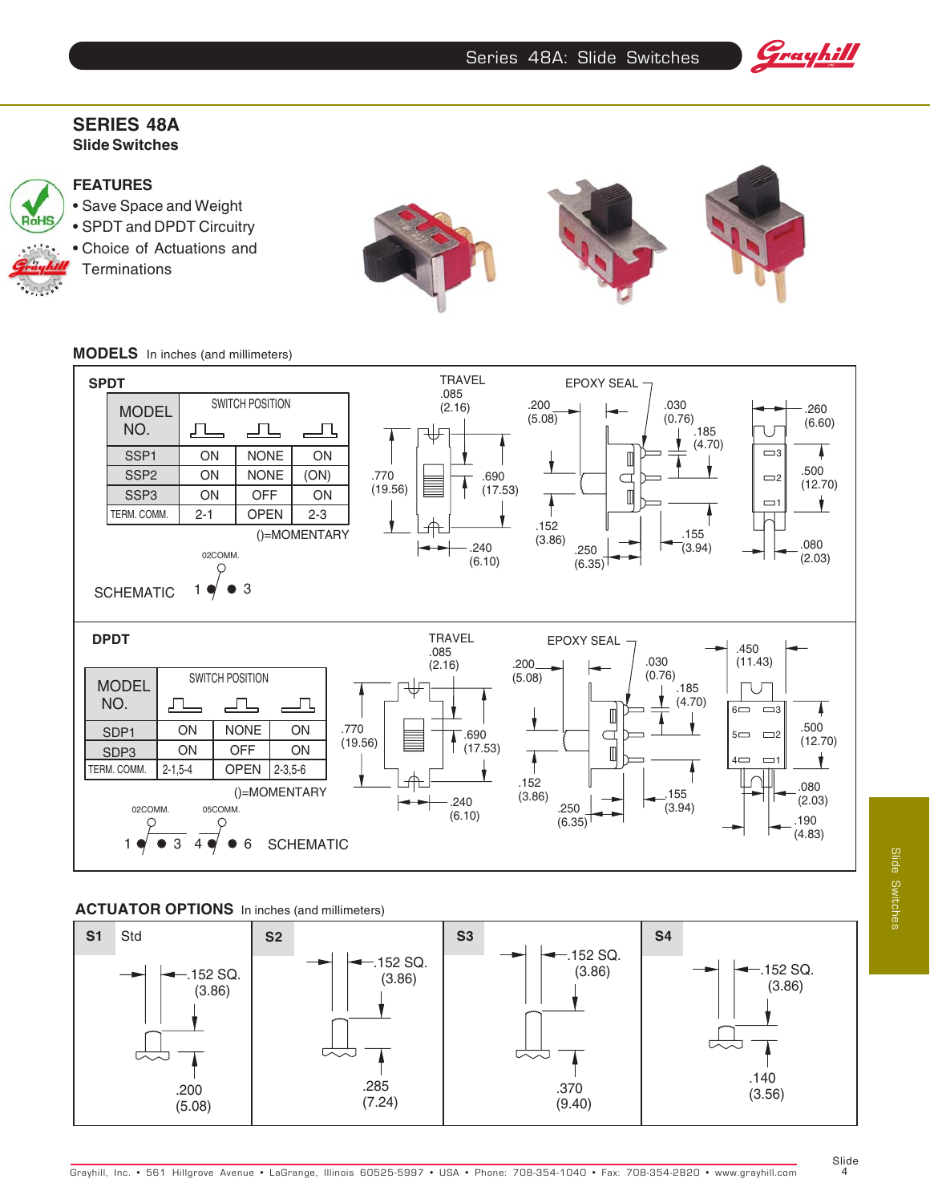# SERIES 48A

## Slide Switches

### FEATURES

- Save Space and Weight
- SPDT and DPDT Circuitry
- Choice of Actuations and Terminations

## MODELS In inches (and millimeters)

### SPDT

| MODEL NO. | SWITCH POSITION | | |
|---|---|---|---|
| SSP1 | ON | NONE | ON |
| SSP2 | ON | NONE | (ON) |
| SSP3 | ON | OFF | ON |
| TERM. COMM. | 2-1 | OPEN | 2-3 |

()=MOMENTARY

SCHEMATIC: 02COMM. 1 3

TRAVEL .085 (2.16); EPOXY SEAL; .200 (5.08); .030 (0.76); .185 (4.70); .260 (6.60); .770 (19.56); .690 (17.53); .500 (12.70); .152 (3.86); .155 (3.94); .240 (6.10); .250 (6.35); .080 (2.03)

### DPDT

| MODEL NO. | SWITCH POSITION | | |
|---|---|---|---|
| SDP1 | ON | NONE | ON |
| SDP3 | ON | OFF | ON |
| TERM. COMM. | 2-1,5-4 | OPEN | 2-3,5-6 |

()=MOMENTARY

SCHEMATIC: 02COMM. 05COMM. 1 3 4 6

TRAVEL .085 (2.16); EPOXY SEAL; .200 (5.08); .030 (0.76); .185 (4.70); .450 (11.43); .770 (19.56); .690 (17.53); .500 (12.70); .152 (3.86); .155 (3.94); .240 (6.10); .250 (6.35); .080 (2.03); .190 (4.83)

## ACTUATOR OPTIONS In inches (and millimeters)

| S1 Std | S2 | S3 | S4 |
|---|---|---|---|
| .152 SQ. (3.86) | .152 SQ. (3.86) | .152 SQ. (3.86) | .152 SQ. (3.86) |
| .200 (5.08) | .285 (7.24) | .370 (9.40) | .140 (3.56) |

Grayhill, Inc. • 561 Hillgrove Avenue • LaGrange, Illinois 60525-5997 • USA • Phone: 708-354-1040 • Fax: 708-354-2820 • www.grayhill.com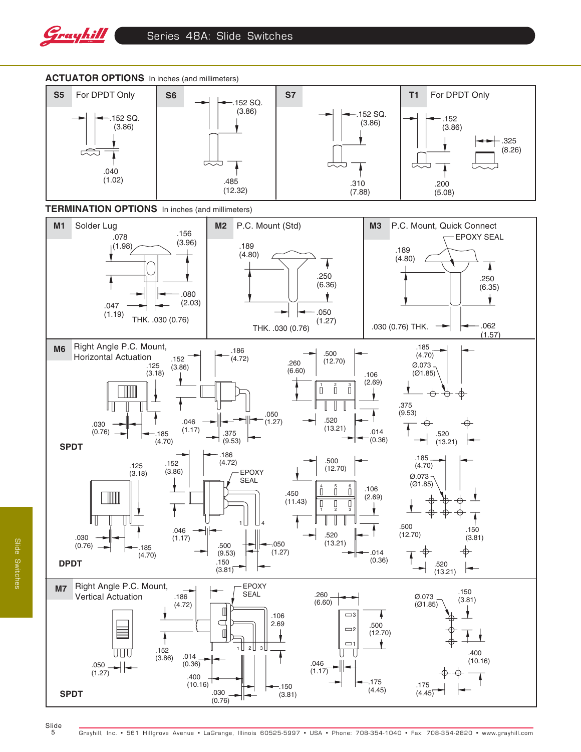## ACTUATOR OPTIONS In inches (and millimeters)

**S5** For DPDT Only

.152 SQ. (3.86)

.040 (1.02)

**S6**

.152 SQ. (3.86)

.485 (12.32)

**S7**

.152 SQ. (3.86)

.310 (7.88)

**T1** For DPDT Only

.152 (3.86)

.325 (8.26)

.200 (5.08)

## TERMINATION OPTIONS In inches (and millimeters)

**M1** Solder Lug

.078 (1.98)

.156 (3.96)

.080 (2.03)

.047 (1.19)

THK. .030 (0.76)

**M2** P.C. Mount (Std)

.189 (4.80)

.250 (6.36)

.050 (1.27)

THK. .030 (0.76)

**M3** P.C. Mount, Quick Connect

EPOXY SEAL

.189 (4.80)

.250 (6.35)

.030 (0.76) THK.

.062 (1.57)

**M6** Right Angle P.C. Mount, Horizontal Actuation

**SPDT**

.125 (3.18)

.152 (3.86)

.186 (4.72)

.260 (6.60)

.500 (12.70)

.106 (2.69)

.185 (4.70)

Ø.073 (Ø1.85)

.030 (0.76)

.185 (4.70)

.046 (1.17)

.375 (9.53)

.050 (1.27)

.520 (13.21)

.014 (0.36)

.375 (9.53)

.520 (13.21)

**DPDT**

.125 (3.18)

.152 (3.86)

.186 (4.72)

EPOXY SEAL

.500 (12.70)

.450 (11.43)

.106 (2.69)

.185 (4.70)

Ø.073 (Ø1.85)

.030 (0.76)

.185 (4.70)

.046 (1.17)

.500 (9.53)

.150 (3.81)

.050 (1.27)

.520 (13.21)

.014 (0.36)

.500 (12.70)

.150 (3.81)

.520 (13.21)

**M7** Right Angle P.C. Mount, Vertical Actuation

**SPDT**

.186 (4.72)

EPOXY SEAL

.106 2.69

.260 (6.60)

.500 (12.70)

Ø.073 (Ø1.85)

.150 (3.81)

.050 (1.27)

.152 (3.86)

.014 (0.36)

.400 (10.16)

.030 (0.76)

.150 (3.81)

.046 (1.17)

.175 (4.45)

.400 (10.16)

.175 (4.45)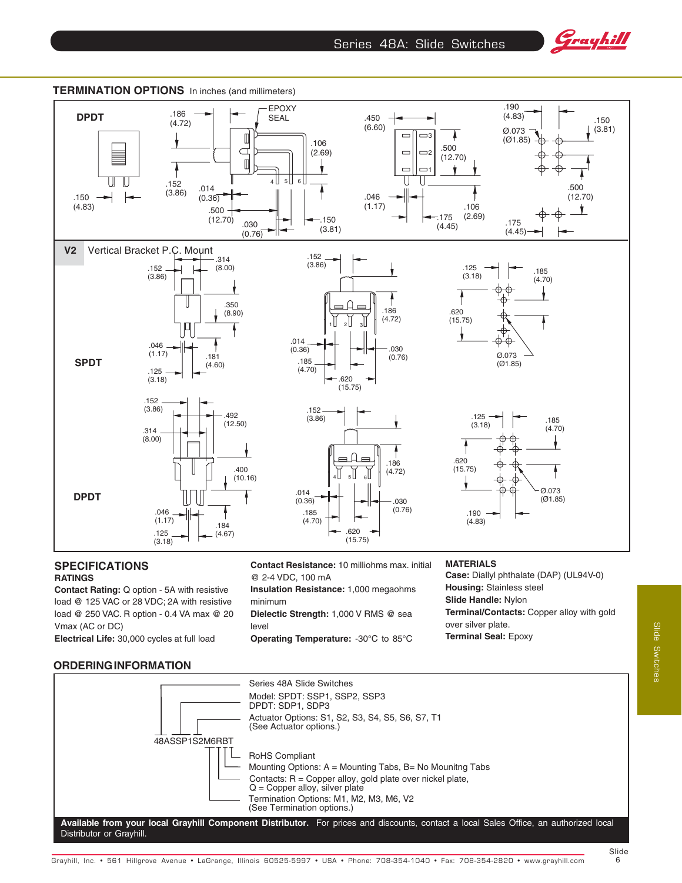## TERMINATION OPTIONS In inches (and millimeters)

**DPDT**

.186 (4.72)
EPOXY SEAL
.106 (2.69)
.152 (3.86)
.014 (0.36)
.150 (4.83)
.500 (12.70)
.030 (0.76)
.150 (3.81)
4 5 6
.450 (6.60)
.500 (12.70)
3 2 1
.046 (1.17)
.175 (4.45)
.106 (2.69)
.190 (4.83)
Ø.073 (Ø1.85)
.150 (3.81)
.500 (12.70)
.175 (4.45)

**V2** Vertical Bracket P.C. Mount

**SPDT**

.152 (3.86)
.314 (8.00)
.350 (8.90)
.046 (1.17)
.181 (4.60)
.125 (3.18)
.152 (3.86)
1 2 3
.186 (4.72)
.014 (0.36)
.030 (0.76)
.185 (4.70)
.620 (15.75)
.125 (3.18)
.185 (4.70)
.620 (15.75)
Ø.073 (Ø1.85)

**DPDT**

.152 (3.86)
.492 (12.50)
.314 (8.00)
.400 (10.16)
.046 (1.17)
.184 (4.67)
.125 (3.18)
.152 (3.86)
4 5 6
.186 (4.72)
.014 (0.36)
.030 (0.76)
.185 (4.70)
.620 (15.75)
.125 (3.18)
.185 (4.70)
.620 (15.75)
Ø.073 (Ø1.85)
.190 (4.83)

## SPECIFICATIONS

### RATINGS

**Contact Rating:** Q option - 5A with resistive load @ 125 VAC or 28 VDC; 2A with resistive load @ 250 VAC. R option - 0.4 VA max @ 20 Vmax (AC or DC)

**Electrical Life:** 30,000 cycles at full load

**Contact Resistance:** 10 milliohms max. initial @ 2-4 VDC, 100 mA

**Insulation Resistance:** 1,000 megaohms minimum

**Dielectric Strength:** 1,000 V RMS @ sea level

**Operating Temperature:** -30°C to 85°C

### MATERIALS

**Case:** Diallyl phthalate (DAP) (UL94V-0)

**Housing:** Stainless steel

**Slide Handle:** Nylon

**Terminal/Contacts:** Copper alloy with gold over silver plate.

**Terminal Seal:** Epoxy

## ORDERING INFORMATION

48ASSP1S2M6RBT

- Series 48A Slide Switches
- Model: SPDT: SSP1, SSP2, SSP3
  DPDT: SDP1, SDP3
- Actuator Options: S1, S2, S3, S4, S5, S6, S7, T1
  (See Actuator options.)
- RoHS Compliant
- Mounting Options: A = Mounting Tabs, B= No Mounitng Tabs
- Contacts: R = Copper alloy, gold plate over nickel plate,
  Q = Copper alloy, silver plate
- Termination Options: M1, M2, M3, M6, V2
  (See Termination options.)

**Available from your local Grayhill Component Distributor.** For prices and discounts, contact a local Sales Office, an authorized local Distributor or Grayhill.